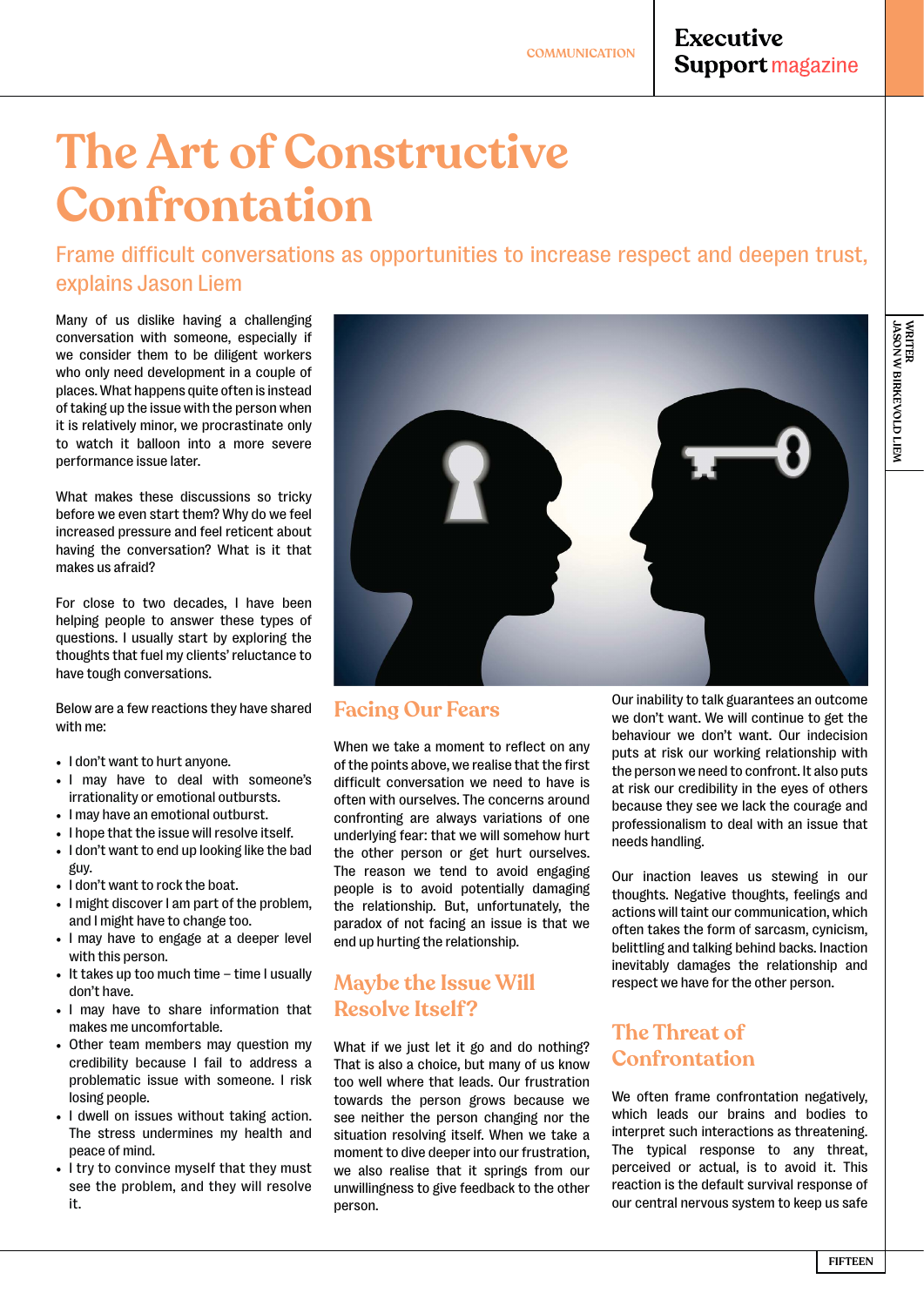# The Art of Constructive Confrontation

Frame difficult conversations as opportunities to increase respect and deepen trust, explains Jason Liem

WRITER JASON W BIRKEVOLD LIEM

Many of us dislike having a challenging conversation with someone, especially if we consider them to be diligent workers who only need development in a couple of places. What happens quite often is instead of taking up the issue with the person when it is relatively minor, we procrastinate only to watch it balloon into a more severe performance issue later.

What makes these discussions so tricky before we even start them? Why do we feel increased pressure and feel reticent about having the conversation? What is it that makes us afraid?

For close to two decades, I have been helping people to answer these types of questions. I usually start by exploring the thoughts that fuel my clients' reluctance to have tough conversations.

Below are a few reactions they have shared with me:

- I don't want to hurt anyone.
- I may have to deal with someone's irrationality or emotional outbursts.
- I may have an emotional outburst.
- I hope that the issue will resolve itself.
- I don't want to end up looking like the bad guy.
- I don't want to rock the boat.
- I might discover I am part of the problem, and I might have to change too.
- I may have to engage at a deeper level with this person.
- It takes up too much time – time I usually don't have.
- I may have to share information that makes me uncomfortable.
- Other team members may question my credibility because I fail to address a problematic issue with someone. I risk losing people.
- I dwell on issues without taking action. The stress undermines my health and peace of mind.
- I try to convince myself that they must see the problem, and they will resolve it.

## Facing Our Fears

When we take a moment to reflect on any of the points above, we realise that the first difficult conversation we need to have is often with ourselves. The concerns around confronting are always variations of one underlying fear: that we will somehow hurt the other person or get hurt ourselves. The reason we tend to avoid engaging people is to avoid potentially damaging the relationship. But, unfortunately, the paradox of not facing an issue is that we end up hurting the relationship.

## Maybe the Issue Will Resolve Itself?

What if we just let it go and do nothing? That is also a choice, but many of us know too well where that leads. Our frustration towards the person grows because we see neither the person changing nor the situation resolving itself. When we take a moment to dive deeper into our frustration, we also realise that it springs from our unwillingness to give feedback to the other person.

Our inability to talk guarantees an outcome we don't want. We will continue to get the behaviour we don't want. Our indecision puts at risk our working relationship with the person we need to confront. It also puts at risk our credibility in the eyes of others because they see we lack the courage and professionalism to deal with an issue that needs handling.

Our inaction leaves us stewing in our thoughts. Negative thoughts, feelings and actions will taint our communication, which often takes the form of sarcasm, cynicism, belittling and talking behind backs. Inaction inevitably damages the relationship and respect we have for the other person.

## The Threat of Confrontation

We often frame confrontation negatively, which leads our brains and bodies to interpret such interactions as threatening. The typical response to any threat, perceived or actual, is to avoid it. This reaction is the default survival response of our central nervous system to keep us safe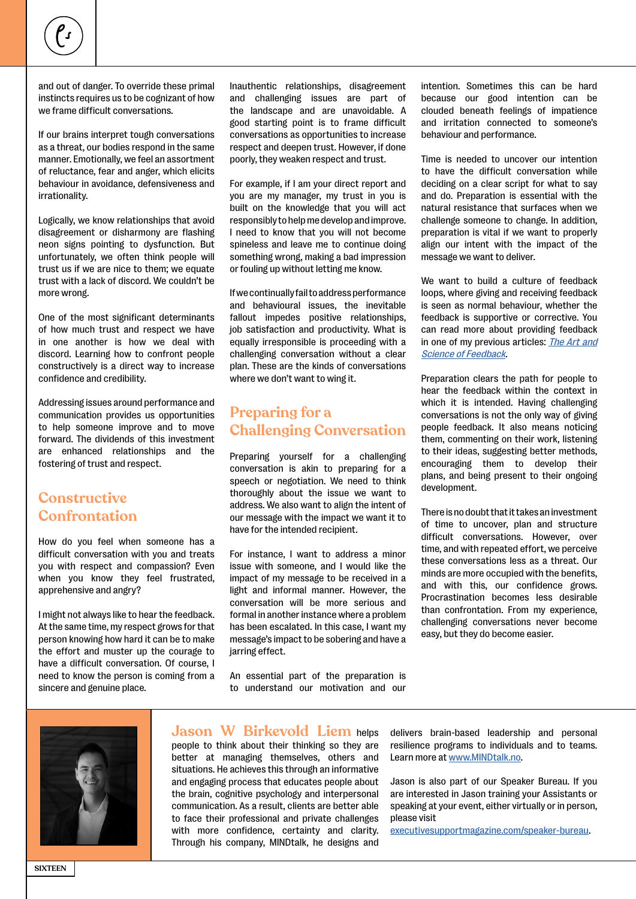and out of danger. To override these primal instincts requires us to be cognizant of how we frame difficult conversations.

If our brains interpret tough conversations as a threat, our bodies respond in the same manner. Emotionally, we feel an assortment of reluctance, fear and anger, which elicits behaviour in avoidance, defensiveness and irrationality.

Logically, we know relationships that avoid disagreement or disharmony are flashing neon signs pointing to dysfunction. But unfortunately, we often think people will trust us if we are nice to them; we equate trust with a lack of discord. We couldn't be more wrong.

One of the most significant determinants of how much trust and respect we have in one another is how we deal with discord. Learning how to confront people constructively is a direct way to increase confidence and credibility.

Addressing issues around performance and communication provides us opportunities to help someone improve and to move forward. The dividends of this investment are enhanced relationships and the fostering of trust and respect.

## Constructive Confrontation

How do you feel when someone has a difficult conversation with you and treats you with respect and compassion? Even when you know they feel frustrated, apprehensive and angry?

I might not always like to hear the feedback. At the same time, my respect grows for that person knowing how hard it can be to make the effort and muster up the courage to have a difficult conversation. Of course, I need to know the person is coming from a sincere and genuine place.

Inauthentic relationships, disagreement and challenging issues are part of the landscape and are unavoidable. A good starting point is to frame difficult conversations as opportunities to increase respect and deepen trust. However, if done poorly, they weaken respect and trust.

For example, if I am your direct report and you are my manager, my trust in you is built on the knowledge that you will act responsibly to help me develop and improve. I need to know that you will not become spineless and leave me to continue doing something wrong, making a bad impression or fouling up without letting me know.

If we continually fail to address performance and behavioural issues, the inevitable fallout impedes positive relationships, job satisfaction and productivity. What is equally irresponsible is proceeding with a challenging conversation without a clear plan. These are the kinds of conversations where we don't want to wing it.

## Preparing for a Challenging Conversation

Preparing yourself for a challenging conversation is akin to preparing for a speech or negotiation. We need to think thoroughly about the issue we want to address. We also want to align the intent of our message with the impact we want it to have for the intended recipient.

For instance, I want to address a minor issue with someone, and I would like the impact of my message to be received in a light and informal manner. However, the conversation will be more serious and formal in another instance where a problem has been escalated. In this case, I want my message's impact to be sobering and have a jarring effect.

An essential part of the preparation is to understand our motivation and our intention. Sometimes this can be hard because our good intention can be clouded beneath feelings of impatience and irritation connected to someone's behaviour and performance.

Time is needed to uncover our intention to have the difficult conversation while deciding on a clear script for what to say and do. Preparation is essential with the natural resistance that surfaces when we challenge someone to change. In addition, preparation is vital if we want to properly align our intent with the impact of the message we want to deliver.

We want to build a culture of feedback loops, where giving and receiving feedback is seen as normal behaviour, whether the feedback is supportive or corrective. You can read more about providing feedback in one of my previous articles: *The Art and Science of Feedback*.

Preparation clears the path for people to hear the feedback within the context in which it is intended. Having challenging conversations is not the only way of giving people feedback. It also means noticing them, commenting on their work, listening to their ideas, suggesting better methods, encouraging them to develop their plans, and being present to their ongoing development.

There is no doubt that it takes an investment of time to uncover, plan and structure difficult conversations. However, over time, and with repeated effort, we perceive these conversations less as a threat. Our minds are more occupied with the benefits, and with this, our confidence grows. Procrastination becomes less desirable than confrontation. From my experience, challenging conversations never become easy, but they do become easier.

---

**Jason W Birkevold Liem** helps people to think about their thinking so they are better at managing themselves, others and situations. He achieves this through an informative and engaging process that educates people about the brain, cognitive psychology and interpersonal communication. As a result, clients are better able to face their professional and private challenges with more confidence, certainty and clarity. Through his company, MINDtalk, he designs and delivers brain-based leadership and personal resilience programs to individuals and to teams. Learn more at www.MINDtalk.no.

Jason is also part of our Speaker Bureau. If you are interested in Jason training your Assistants or speaking at your event, either virtually or in person, please visit executivesupportmagazine.com/speaker-bureau.